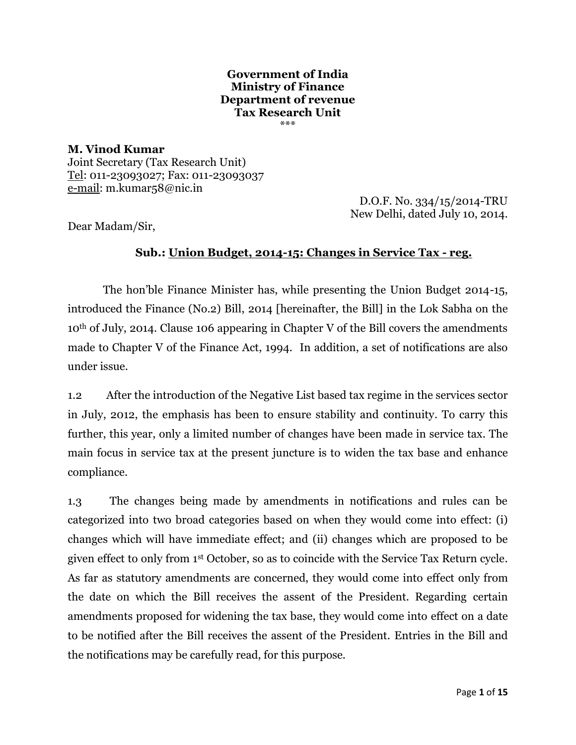**Government of India**
**Ministry of Finance**
**Department of revenue**
**Tax Research Unit**
\*\*\*

**M. Vinod Kumar**
Joint Secretary (Tax Research Unit)
Tel: 011-23093027; Fax: 011-23093037
e-mail: m.kumar58@nic.in

D.O.F. No. 334/15/2014-TRU
New Delhi, dated July 10, 2014.

Dear Madam/Sir,

**Sub.: Union Budget, 2014-15: Changes in Service Tax - reg.**

The hon'ble Finance Minister has, while presenting the Union Budget 2014-15, introduced the Finance (No.2) Bill, 2014 [hereinafter, the Bill] in the Lok Sabha on the 10th of July, 2014. Clause 106 appearing in Chapter V of the Bill covers the amendments made to Chapter V of the Finance Act, 1994. In addition, a set of notifications are also under issue.

1.2 After the introduction of the Negative List based tax regime in the services sector in July, 2012, the emphasis has been to ensure stability and continuity. To carry this further, this year, only a limited number of changes have been made in service tax. The main focus in service tax at the present juncture is to widen the tax base and enhance compliance.

1.3 The changes being made by amendments in notifications and rules can be categorized into two broad categories based on when they would come into effect: (i) changes which will have immediate effect; and (ii) changes which are proposed to be given effect to only from 1st October, so as to coincide with the Service Tax Return cycle. As far as statutory amendments are concerned, they would come into effect only from the date on which the Bill receives the assent of the President. Regarding certain amendments proposed for widening the tax base, they would come into effect on a date to be notified after the Bill receives the assent of the President. Entries in the Bill and the notifications may be carefully read, for this purpose.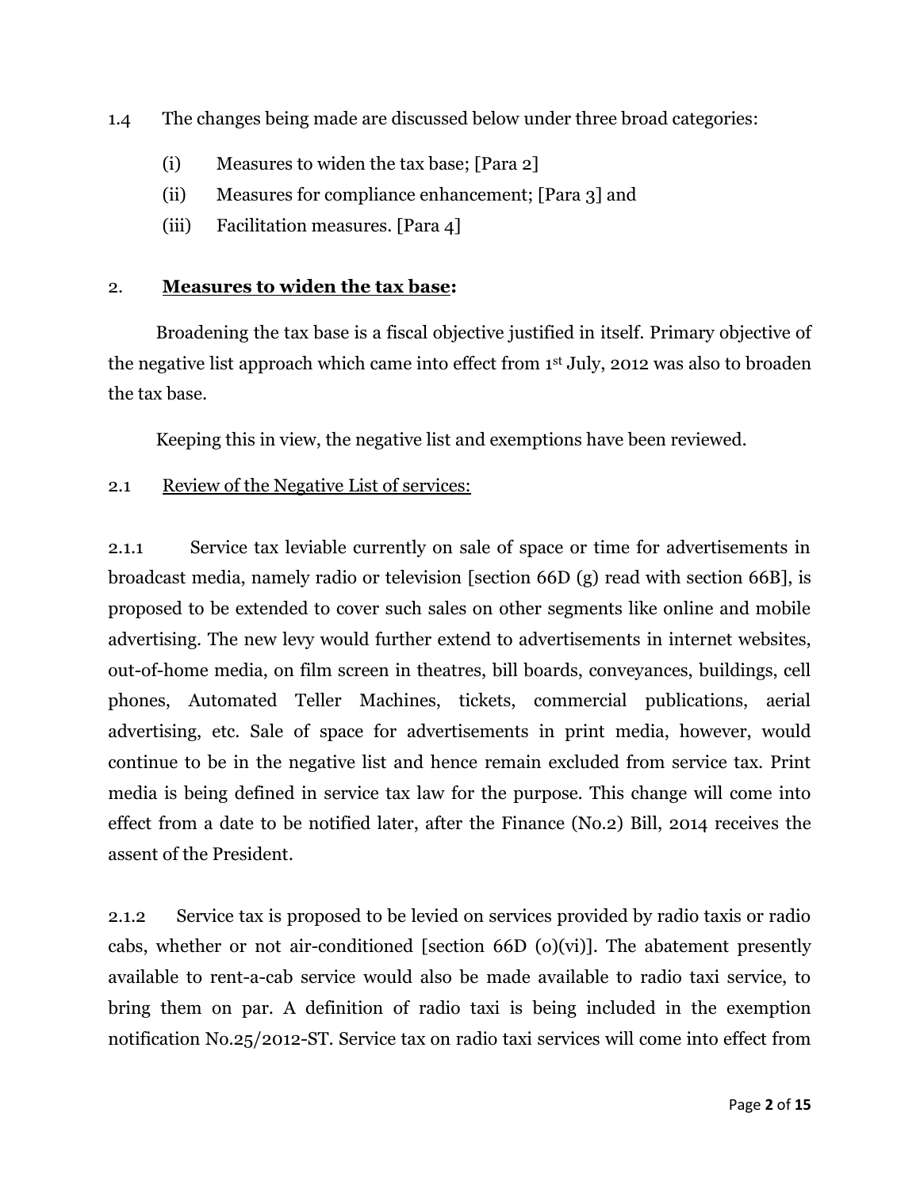1.4 The changes being made are discussed below under three broad categories:

(i) Measures to widen the tax base; [Para 2]

(ii) Measures for compliance enhancement; [Para 3] and

(iii) Facilitation measures. [Para 4]

## 2. <u>**Measures to widen the tax base**</u>:

Broadening the tax base is a fiscal objective justified in itself. Primary objective of the negative list approach which came into effect from 1st July, 2012 was also to broaden the tax base.

Keeping this in view, the negative list and exemptions have been reviewed.

### 2.1 <u>Review of the Negative List of services:</u>

2.1.1 Service tax leviable currently on sale of space or time for advertisements in broadcast media, namely radio or television [section 66D (g) read with section 66B], is proposed to be extended to cover such sales on other segments like online and mobile advertising. The new levy would further extend to advertisements in internet websites, out-of-home media, on film screen in theatres, bill boards, conveyances, buildings, cell phones, Automated Teller Machines, tickets, commercial publications, aerial advertising, etc. Sale of space for advertisements in print media, however, would continue to be in the negative list and hence remain excluded from service tax. Print media is being defined in service tax law for the purpose. This change will come into effect from a date to be notified later, after the Finance (No.2) Bill, 2014 receives the assent of the President.

2.1.2 Service tax is proposed to be levied on services provided by radio taxis or radio cabs, whether or not air-conditioned [section 66D (o)(vi)]. The abatement presently available to rent-a-cab service would also be made available to radio taxi service, to bring them on par. A definition of radio taxi is being included in the exemption notification No.25/2012-ST. Service tax on radio taxi services will come into effect from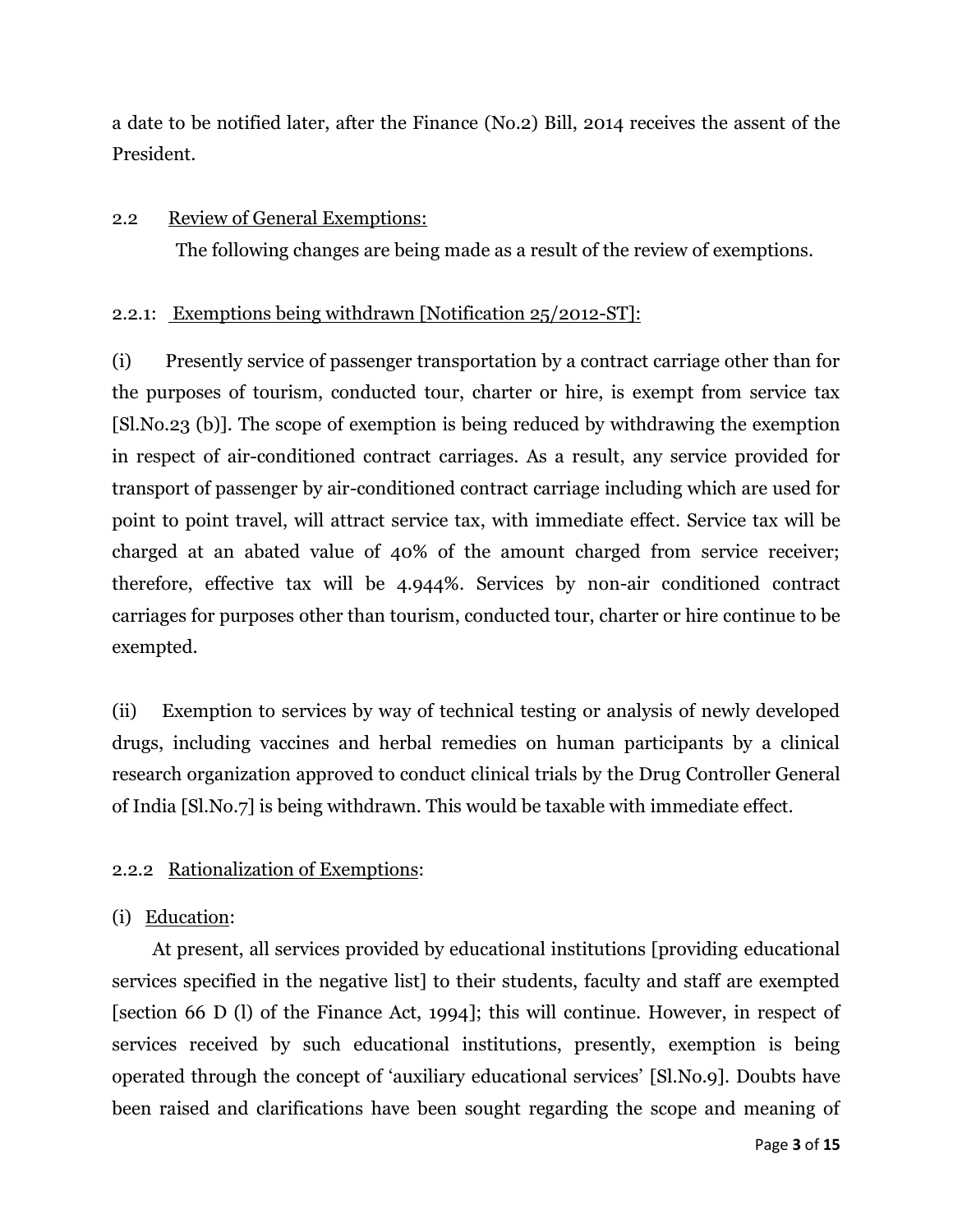a date to be notified later, after the Finance (No.2) Bill, 2014 receives the assent of the President.

2.2 Review of General Exemptions:

The following changes are being made as a result of the review of exemptions.

2.2.1: Exemptions being withdrawn [Notification 25/2012-ST]:

(i) Presently service of passenger transportation by a contract carriage other than for the purposes of tourism, conducted tour, charter or hire, is exempt from service tax [Sl.No.23 (b)]. The scope of exemption is being reduced by withdrawing the exemption in respect of air-conditioned contract carriages. As a result, any service provided for transport of passenger by air-conditioned contract carriage including which are used for point to point travel, will attract service tax, with immediate effect. Service tax will be charged at an abated value of 40% of the amount charged from service receiver; therefore, effective tax will be 4.944%. Services by non-air conditioned contract carriages for purposes other than tourism, conducted tour, charter or hire continue to be exempted.

(ii) Exemption to services by way of technical testing or analysis of newly developed drugs, including vaccines and herbal remedies on human participants by a clinical research organization approved to conduct clinical trials by the Drug Controller General of India [Sl.No.7] is being withdrawn. This would be taxable with immediate effect.

2.2.2 Rationalization of Exemptions:

(i) Education:

At present, all services provided by educational institutions [providing educational services specified in the negative list] to their students, faculty and staff are exempted [section 66 D (l) of the Finance Act, 1994]; this will continue. However, in respect of services received by such educational institutions, presently, exemption is being operated through the concept of 'auxiliary educational services' [Sl.No.9]. Doubts have been raised and clarifications have been sought regarding the scope and meaning of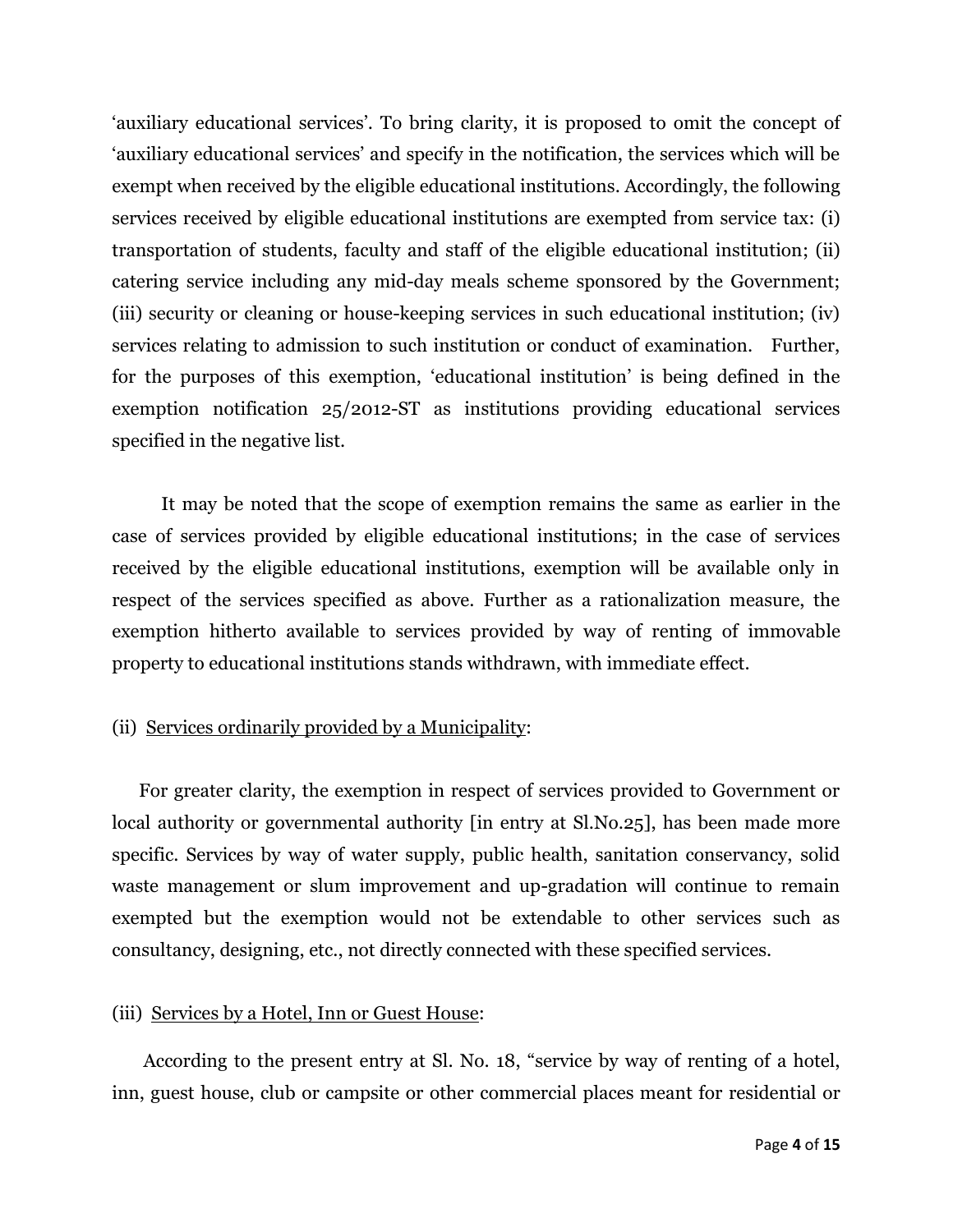'auxiliary educational services'. To bring clarity, it is proposed to omit the concept of 'auxiliary educational services' and specify in the notification, the services which will be exempt when received by the eligible educational institutions. Accordingly, the following services received by eligible educational institutions are exempted from service tax: (i) transportation of students, faculty and staff of the eligible educational institution; (ii) catering service including any mid-day meals scheme sponsored by the Government; (iii) security or cleaning or house-keeping services in such educational institution; (iv) services relating to admission to such institution or conduct of examination. Further, for the purposes of this exemption, 'educational institution' is being defined in the exemption notification 25/2012-ST as institutions providing educational services specified in the negative list.

It may be noted that the scope of exemption remains the same as earlier in the case of services provided by eligible educational institutions; in the case of services received by the eligible educational institutions, exemption will be available only in respect of the services specified as above. Further as a rationalization measure, the exemption hitherto available to services provided by way of renting of immovable property to educational institutions stands withdrawn, with immediate effect.

(ii) <u>Services ordinarily provided by a Municipality</u>:

For greater clarity, the exemption in respect of services provided to Government or local authority or governmental authority [in entry at Sl.No.25], has been made more specific. Services by way of water supply, public health, sanitation conservancy, solid waste management or slum improvement and up-gradation will continue to remain exempted but the exemption would not be extendable to other services such as consultancy, designing, etc., not directly connected with these specified services.

(iii) <u>Services by a Hotel, Inn or Guest House</u>:

According to the present entry at Sl. No. 18, "service by way of renting of a hotel, inn, guest house, club or campsite or other commercial places meant for residential or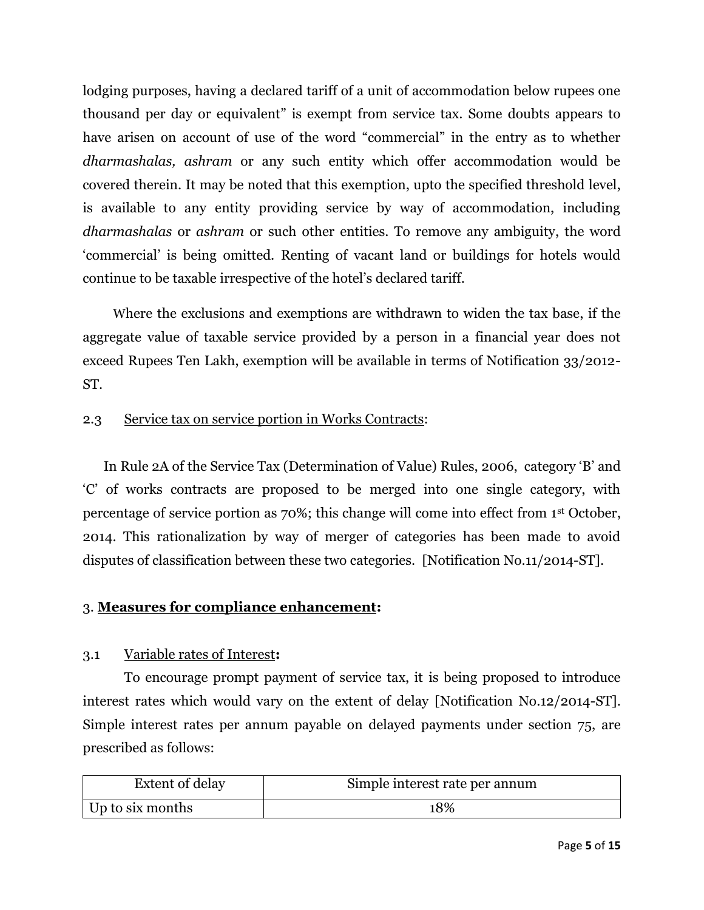lodging purposes, having a declared tariff of a unit of accommodation below rupees one thousand per day or equivalent" is exempt from service tax. Some doubts appears to have arisen on account of use of the word "commercial" in the entry as to whether *dharmashalas, ashram* or any such entity which offer accommodation would be covered therein. It may be noted that this exemption, upto the specified threshold level, is available to any entity providing service by way of accommodation, including *dharmashalas* or *ashram* or such other entities. To remove any ambiguity, the word 'commercial' is being omitted. Renting of vacant land or buildings for hotels would continue to be taxable irrespective of the hotel's declared tariff.

Where the exclusions and exemptions are withdrawn to widen the tax base, if the aggregate value of taxable service provided by a person in a financial year does not exceed Rupees Ten Lakh, exemption will be available in terms of Notification 33/2012-ST.

2.3 Service tax on service portion in Works Contracts:

In Rule 2A of the Service Tax (Determination of Value) Rules, 2006, category 'B' and 'C' of works contracts are proposed to be merged into one single category, with percentage of service portion as 70%; this change will come into effect from 1st October, 2014. This rationalization by way of merger of categories has been made to avoid disputes of classification between these two categories. [Notification No.11/2014-ST].

## 3. **Measures for compliance enhancement:**

3.1 Variable rates of Interest**:**

To encourage prompt payment of service tax, it is being proposed to introduce interest rates which would vary on the extent of delay [Notification No.12/2014-ST]. Simple interest rates per annum payable on delayed payments under section 75, are prescribed as follows:

| Extent of delay | Simple interest rate per annum |
|---|---|
| Up to six months | 18% |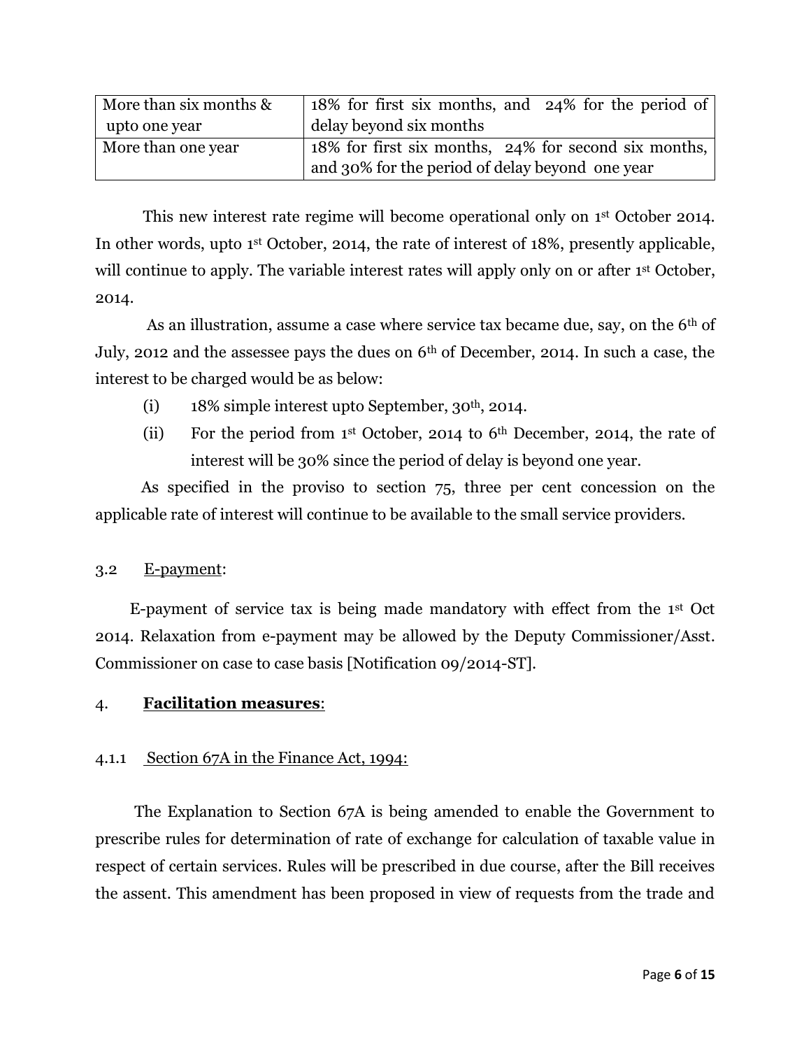| | |
|---|---|
| More than six months & upto one year | 18% for first six months, and 24% for the period of delay beyond six months |
| More than one year | 18% for first six months, 24% for second six months, and 30% for the period of delay beyond one year |

This new interest rate regime will become operational only on 1st October 2014. In other words, upto 1st October, 2014, the rate of interest of 18%, presently applicable, will continue to apply. The variable interest rates will apply only on or after 1st October, 2014.

As an illustration, assume a case where service tax became due, say, on the 6th of July, 2012 and the assessee pays the dues on 6th of December, 2014. In such a case, the interest to be charged would be as below:

(i) 18% simple interest upto September, 30th, 2014.

(ii) For the period from 1st October, 2014 to 6th December, 2014, the rate of interest will be 30% since the period of delay is beyond one year.

As specified in the proviso to section 75, three per cent concession on the applicable rate of interest will continue to be available to the small service providers.

3.2 E-payment:

E-payment of service tax is being made mandatory with effect from the 1st Oct 2014. Relaxation from e-payment may be allowed by the Deputy Commissioner/Asst. Commissioner on case to case basis [Notification 09/2014-ST].

4. **Facilitation measures**:

4.1.1 Section 67A in the Finance Act, 1994:

The Explanation to Section 67A is being amended to enable the Government to prescribe rules for determination of rate of exchange for calculation of taxable value in respect of certain services. Rules will be prescribed in due course, after the Bill receives the assent. This amendment has been proposed in view of requests from the trade and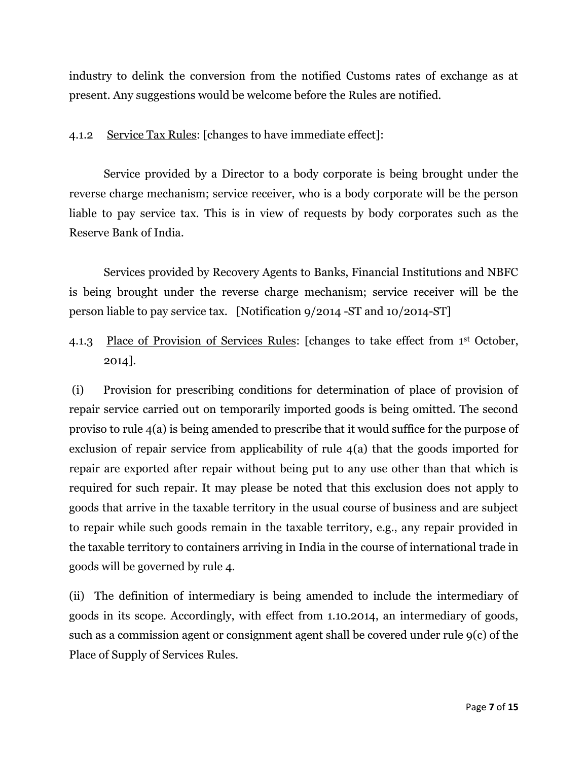industry to delink the conversion from the notified Customs rates of exchange as at present. Any suggestions would be welcome before the Rules are notified.

4.1.2 Service Tax Rules: [changes to have immediate effect]:

Service provided by a Director to a body corporate is being brought under the reverse charge mechanism; service receiver, who is a body corporate will be the person liable to pay service tax. This is in view of requests by body corporates such as the Reserve Bank of India.

Services provided by Recovery Agents to Banks, Financial Institutions and NBFC is being brought under the reverse charge mechanism; service receiver will be the person liable to pay service tax. [Notification 9/2014 -ST and 10/2014-ST]

4.1.3 Place of Provision of Services Rules: [changes to take effect from 1st October, 2014].

(i) Provision for prescribing conditions for determination of place of provision of repair service carried out on temporarily imported goods is being omitted. The second proviso to rule 4(a) is being amended to prescribe that it would suffice for the purpose of exclusion of repair service from applicability of rule 4(a) that the goods imported for repair are exported after repair without being put to any use other than that which is required for such repair. It may please be noted that this exclusion does not apply to goods that arrive in the taxable territory in the usual course of business and are subject to repair while such goods remain in the taxable territory, e.g., any repair provided in the taxable territory to containers arriving in India in the course of international trade in goods will be governed by rule 4.

(ii) The definition of intermediary is being amended to include the intermediary of goods in its scope. Accordingly, with effect from 1.10.2014, an intermediary of goods, such as a commission agent or consignment agent shall be covered under rule 9(c) of the Place of Supply of Services Rules.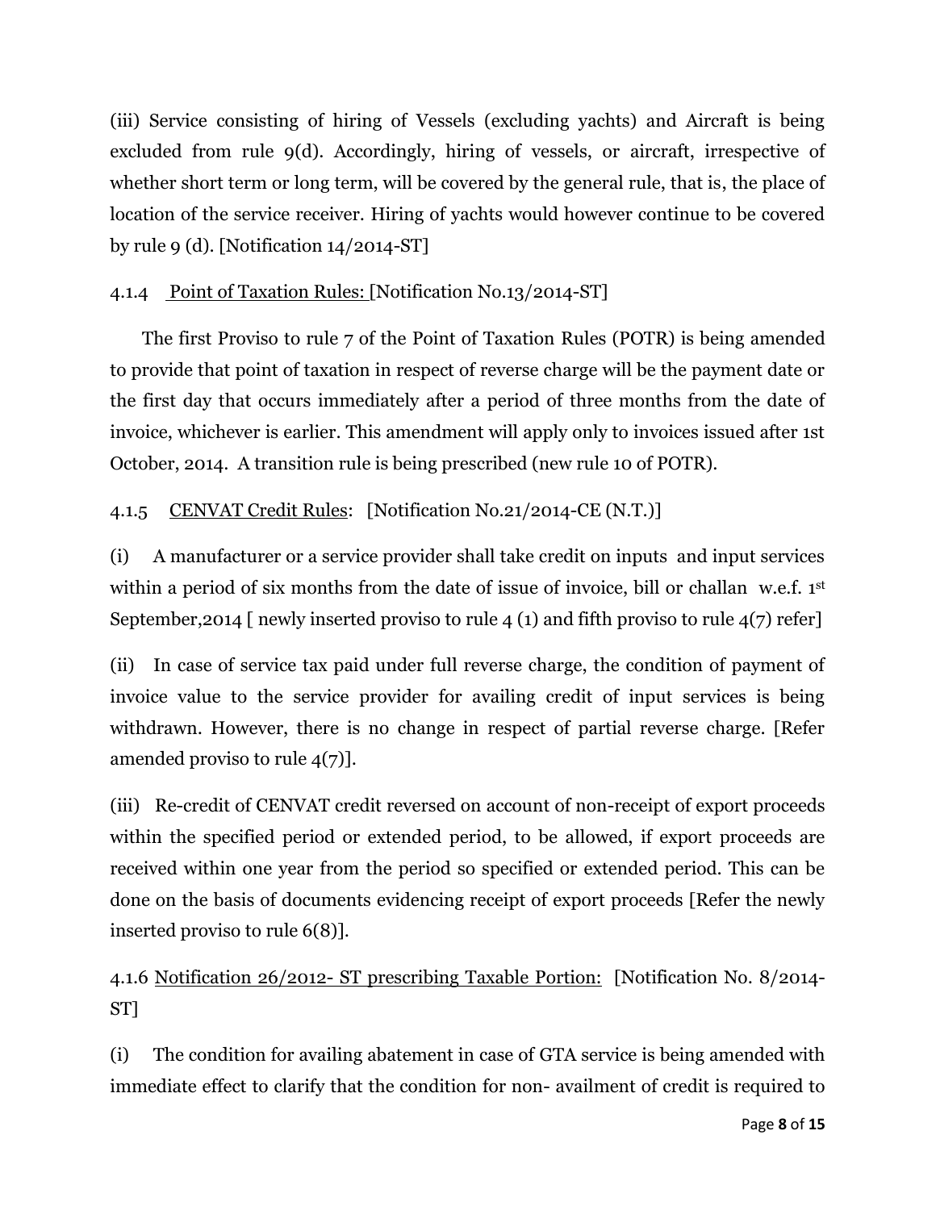(iii) Service consisting of hiring of Vessels (excluding yachts) and Aircraft is being excluded from rule 9(d). Accordingly, hiring of vessels, or aircraft, irrespective of whether short term or long term, will be covered by the general rule, that is, the place of location of the service receiver. Hiring of yachts would however continue to be covered by rule 9 (d). [Notification 14/2014-ST]

4.1.4 Point of Taxation Rules: [Notification No.13/2014-ST]

The first Proviso to rule 7 of the Point of Taxation Rules (POTR) is being amended to provide that point of taxation in respect of reverse charge will be the payment date or the first day that occurs immediately after a period of three months from the date of invoice, whichever is earlier. This amendment will apply only to invoices issued after 1st October, 2014. A transition rule is being prescribed (new rule 10 of POTR).

4.1.5 CENVAT Credit Rules: [Notification No.21/2014-CE (N.T.)]

(i) A manufacturer or a service provider shall take credit on inputs and input services within a period of six months from the date of issue of invoice, bill or challan w.e.f. 1st September,2014 [ newly inserted proviso to rule 4 (1) and fifth proviso to rule 4(7) refer]

(ii) In case of service tax paid under full reverse charge, the condition of payment of invoice value to the service provider for availing credit of input services is being withdrawn. However, there is no change in respect of partial reverse charge. [Refer amended proviso to rule 4(7)].

(iii) Re-credit of CENVAT credit reversed on account of non-receipt of export proceeds within the specified period or extended period, to be allowed, if export proceeds are received within one year from the period so specified or extended period. This can be done on the basis of documents evidencing receipt of export proceeds [Refer the newly inserted proviso to rule 6(8)].

4.1.6 Notification 26/2012- ST prescribing Taxable Portion: [Notification No. 8/2014-ST]

(i) The condition for availing abatement in case of GTA service is being amended with immediate effect to clarify that the condition for non- availment of credit is required to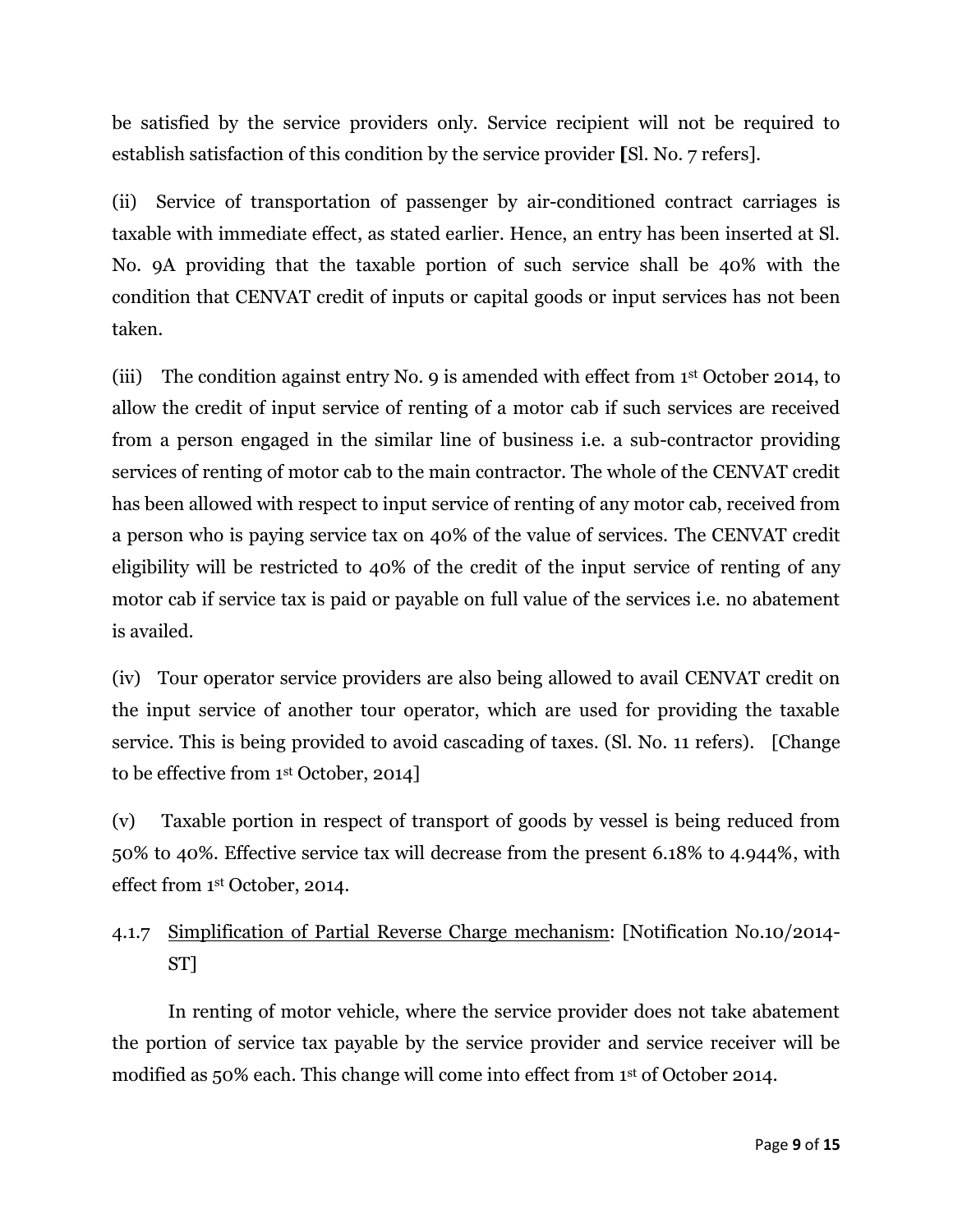be satisfied by the service providers only. Service recipient will not be required to establish satisfaction of this condition by the service provider [Sl. No. 7 refers].

(ii) Service of transportation of passenger by air-conditioned contract carriages is taxable with immediate effect, as stated earlier. Hence, an entry has been inserted at Sl. No. 9A providing that the taxable portion of such service shall be 40% with the condition that CENVAT credit of inputs or capital goods or input services has not been taken.

(iii) The condition against entry No. 9 is amended with effect from 1st October 2014, to allow the credit of input service of renting of a motor cab if such services are received from a person engaged in the similar line of business i.e. a sub-contractor providing services of renting of motor cab to the main contractor. The whole of the CENVAT credit has been allowed with respect to input service of renting of any motor cab, received from a person who is paying service tax on 40% of the value of services. The CENVAT credit eligibility will be restricted to 40% of the credit of the input service of renting of any motor cab if service tax is paid or payable on full value of the services i.e. no abatement is availed.

(iv) Tour operator service providers are also being allowed to avail CENVAT credit on the input service of another tour operator, which are used for providing the taxable service. This is being provided to avoid cascading of taxes. (Sl. No. 11 refers). [Change to be effective from 1st October, 2014]

(v) Taxable portion in respect of transport of goods by vessel is being reduced from 50% to 40%. Effective service tax will decrease from the present 6.18% to 4.944%, with effect from 1st October, 2014.

4.1.7 Simplification of Partial Reverse Charge mechanism: [Notification No.10/2014-ST]

In renting of motor vehicle, where the service provider does not take abatement the portion of service tax payable by the service provider and service receiver will be modified as 50% each. This change will come into effect from 1st of October 2014.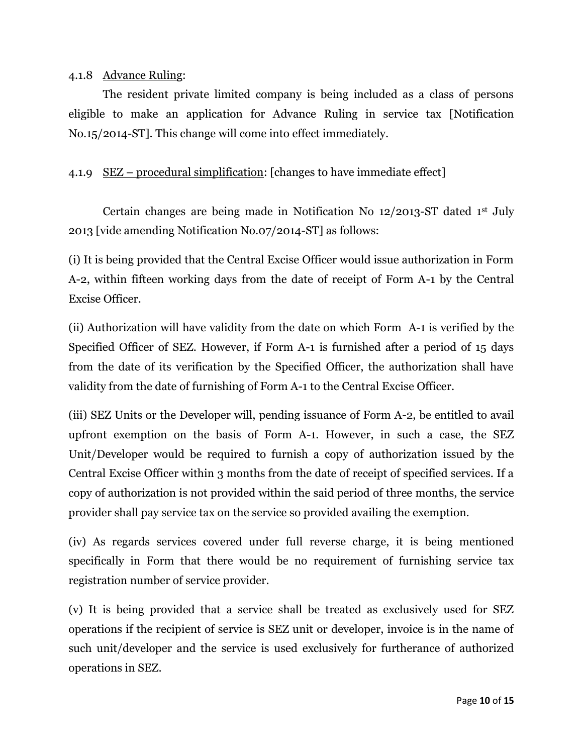4.1.8 Advance Ruling:

The resident private limited company is being included as a class of persons eligible to make an application for Advance Ruling in service tax [Notification No.15/2014-ST]. This change will come into effect immediately.

4.1.9 SEZ – procedural simplification: [changes to have immediate effect]

Certain changes are being made in Notification No 12/2013-ST dated 1st July 2013 [vide amending Notification No.07/2014-ST] as follows:

(i) It is being provided that the Central Excise Officer would issue authorization in Form A-2, within fifteen working days from the date of receipt of Form A-1 by the Central Excise Officer.

(ii) Authorization will have validity from the date on which Form A-1 is verified by the Specified Officer of SEZ. However, if Form A-1 is furnished after a period of 15 days from the date of its verification by the Specified Officer, the authorization shall have validity from the date of furnishing of Form A-1 to the Central Excise Officer.

(iii) SEZ Units or the Developer will, pending issuance of Form A-2, be entitled to avail upfront exemption on the basis of Form A-1. However, in such a case, the SEZ Unit/Developer would be required to furnish a copy of authorization issued by the Central Excise Officer within 3 months from the date of receipt of specified services. If a copy of authorization is not provided within the said period of three months, the service provider shall pay service tax on the service so provided availing the exemption.

(iv) As regards services covered under full reverse charge, it is being mentioned specifically in Form that there would be no requirement of furnishing service tax registration number of service provider.

(v) It is being provided that a service shall be treated as exclusively used for SEZ operations if the recipient of service is SEZ unit or developer, invoice is in the name of such unit/developer and the service is used exclusively for furtherance of authorized operations in SEZ.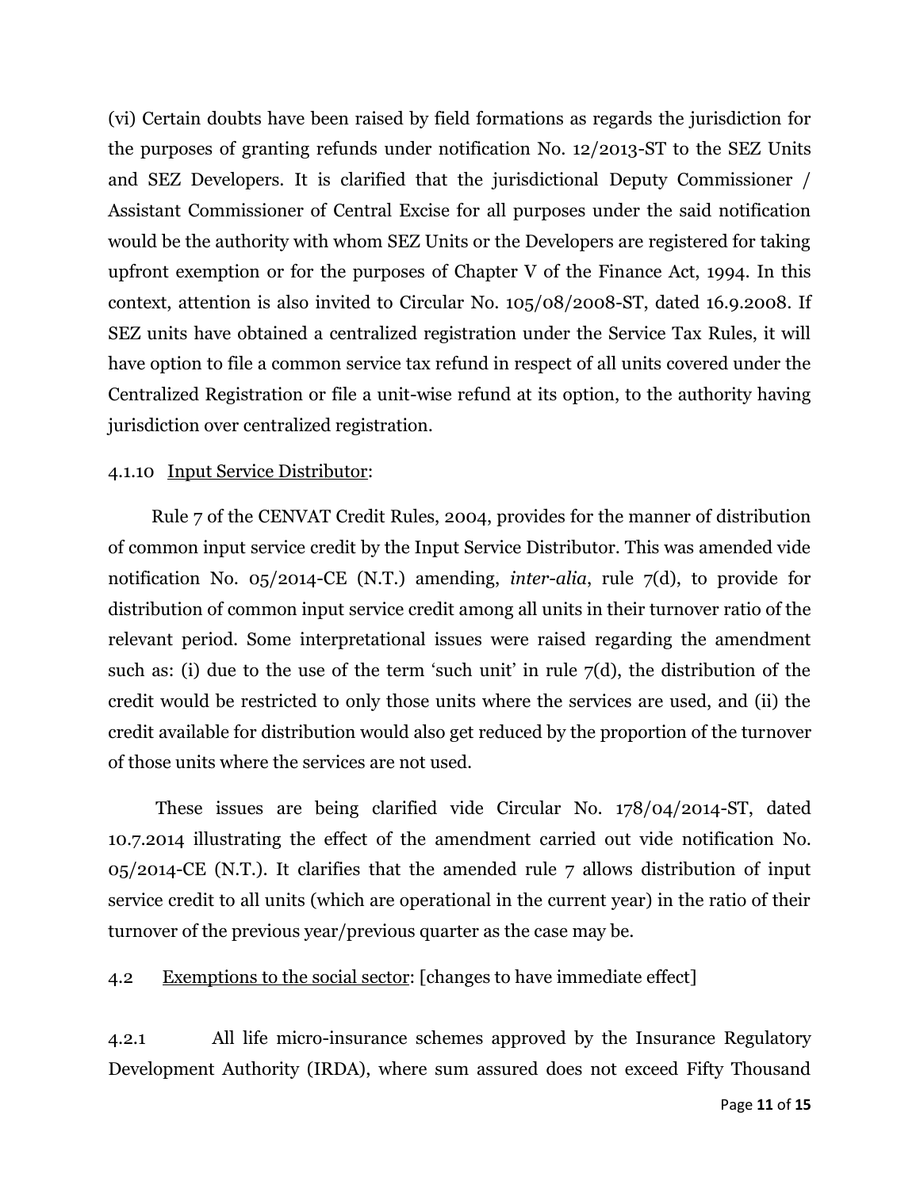(vi) Certain doubts have been raised by field formations as regards the jurisdiction for the purposes of granting refunds under notification No. 12/2013-ST to the SEZ Units and SEZ Developers. It is clarified that the jurisdictional Deputy Commissioner / Assistant Commissioner of Central Excise for all purposes under the said notification would be the authority with whom SEZ Units or the Developers are registered for taking upfront exemption or for the purposes of Chapter V of the Finance Act, 1994. In this context, attention is also invited to Circular No. 105/08/2008-ST, dated 16.9.2008. If SEZ units have obtained a centralized registration under the Service Tax Rules, it will have option to file a common service tax refund in respect of all units covered under the Centralized Registration or file a unit-wise refund at its option, to the authority having jurisdiction over centralized registration.

4.1.10 Input Service Distributor:

Rule 7 of the CENVAT Credit Rules, 2004, provides for the manner of distribution of common input service credit by the Input Service Distributor. This was amended vide notification No. 05/2014-CE (N.T.) amending, *inter-alia*, rule 7(d), to provide for distribution of common input service credit among all units in their turnover ratio of the relevant period. Some interpretational issues were raised regarding the amendment such as: (i) due to the use of the term 'such unit' in rule 7(d), the distribution of the credit would be restricted to only those units where the services are used, and (ii) the credit available for distribution would also get reduced by the proportion of the turnover of those units where the services are not used.

These issues are being clarified vide Circular No. 178/04/2014-ST, dated 10.7.2014 illustrating the effect of the amendment carried out vide notification No. 05/2014-CE (N.T.). It clarifies that the amended rule 7 allows distribution of input service credit to all units (which are operational in the current year) in the ratio of their turnover of the previous year/previous quarter as the case may be.

4.2 Exemptions to the social sector: [changes to have immediate effect]

4.2.1 All life micro-insurance schemes approved by the Insurance Regulatory Development Authority (IRDA), where sum assured does not exceed Fifty Thousand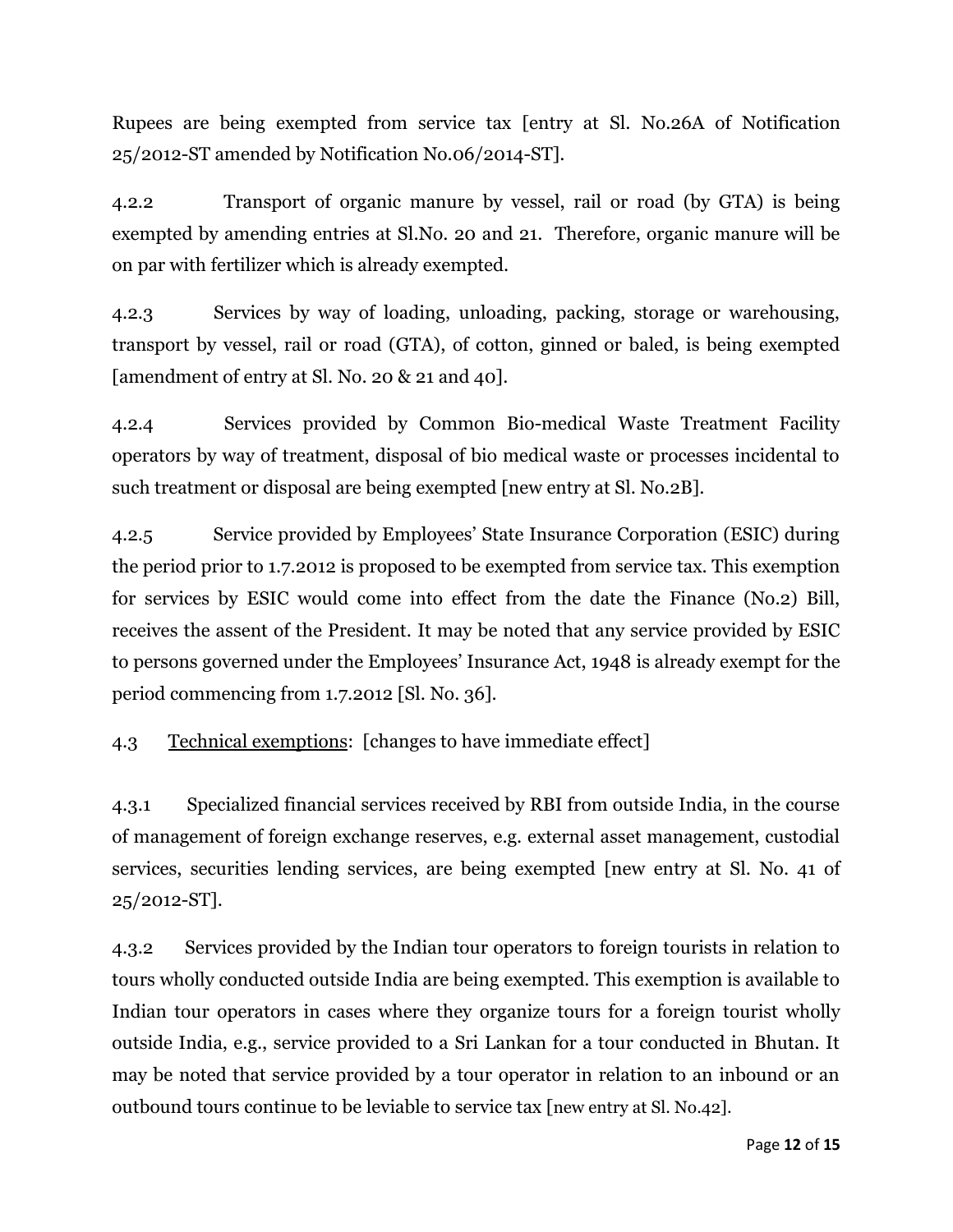Rupees are being exempted from service tax [entry at Sl. No.26A of Notification 25/2012-ST amended by Notification No.06/2014-ST].

4.2.2 Transport of organic manure by vessel, rail or road (by GTA) is being exempted by amending entries at Sl.No. 20 and 21. Therefore, organic manure will be on par with fertilizer which is already exempted.

4.2.3 Services by way of loading, unloading, packing, storage or warehousing, transport by vessel, rail or road (GTA), of cotton, ginned or baled, is being exempted [amendment of entry at Sl. No. 20 & 21 and 40].

4.2.4 Services provided by Common Bio-medical Waste Treatment Facility operators by way of treatment, disposal of bio medical waste or processes incidental to such treatment or disposal are being exempted [new entry at Sl. No.2B].

4.2.5 Service provided by Employees' State Insurance Corporation (ESIC) during the period prior to 1.7.2012 is proposed to be exempted from service tax. This exemption for services by ESIC would come into effect from the date the Finance (No.2) Bill, receives the assent of the President. It may be noted that any service provided by ESIC to persons governed under the Employees' Insurance Act, 1948 is already exempt for the period commencing from 1.7.2012 [Sl. No. 36].

4.3 Technical exemptions: [changes to have immediate effect]

4.3.1 Specialized financial services received by RBI from outside India, in the course of management of foreign exchange reserves, e.g. external asset management, custodial services, securities lending services, are being exempted [new entry at Sl. No. 41 of 25/2012-ST].

4.3.2 Services provided by the Indian tour operators to foreign tourists in relation to tours wholly conducted outside India are being exempted. This exemption is available to Indian tour operators in cases where they organize tours for a foreign tourist wholly outside India, e.g., service provided to a Sri Lankan for a tour conducted in Bhutan. It may be noted that service provided by a tour operator in relation to an inbound or an outbound tours continue to be leviable to service tax [new entry at Sl. No.42].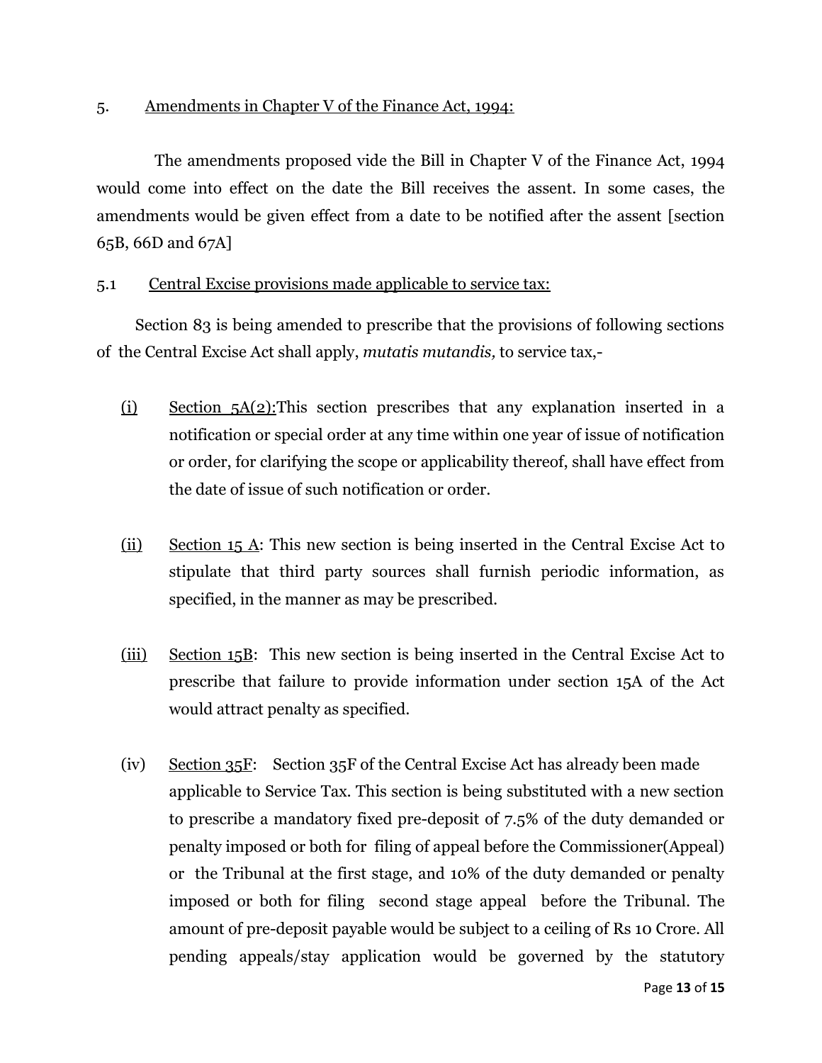5. Amendments in Chapter V of the Finance Act, 1994:

The amendments proposed vide the Bill in Chapter V of the Finance Act, 1994 would come into effect on the date the Bill receives the assent. In some cases, the amendments would be given effect from a date to be notified after the assent [section 65B, 66D and 67A]

5.1 Central Excise provisions made applicable to service tax:

Section 83 is being amended to prescribe that the provisions of following sections of the Central Excise Act shall apply, *mutatis mutandis,* to service tax,-

(i) Section 5A(2):This section prescribes that any explanation inserted in a notification or special order at any time within one year of issue of notification or order, for clarifying the scope or applicability thereof, shall have effect from the date of issue of such notification or order.

(ii) Section 15 A: This new section is being inserted in the Central Excise Act to stipulate that third party sources shall furnish periodic information, as specified, in the manner as may be prescribed.

(iii) Section 15B: This new section is being inserted in the Central Excise Act to prescribe that failure to provide information under section 15A of the Act would attract penalty as specified.

(iv) Section 35F: Section 35F of the Central Excise Act has already been made applicable to Service Tax. This section is being substituted with a new section to prescribe a mandatory fixed pre-deposit of 7.5% of the duty demanded or penalty imposed or both for filing of appeal before the Commissioner(Appeal) or the Tribunal at the first stage, and 10% of the duty demanded or penalty imposed or both for filing second stage appeal before the Tribunal. The amount of pre-deposit payable would be subject to a ceiling of Rs 10 Crore. All pending appeals/stay application would be governed by the statutory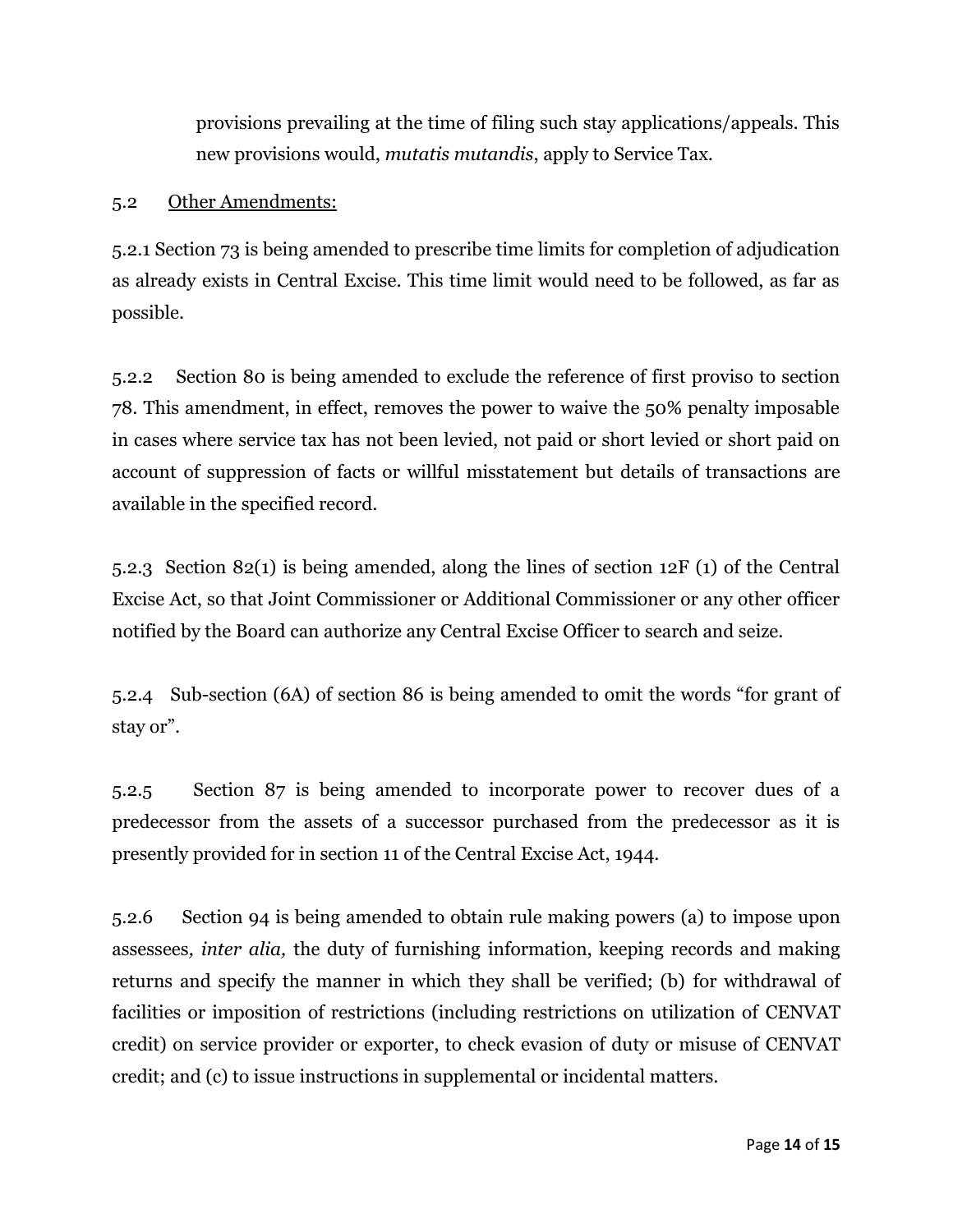provisions prevailing at the time of filing such stay applications/appeals. This new provisions would, *mutatis mutandis*, apply to Service Tax.

5.2 Other Amendments:

5.2.1 Section 73 is being amended to prescribe time limits for completion of adjudication as already exists in Central Excise. This time limit would need to be followed, as far as possible.

5.2.2 Section 80 is being amended to exclude the reference of first proviso to section 78. This amendment, in effect, removes the power to waive the 50% penalty imposable in cases where service tax has not been levied, not paid or short levied or short paid on account of suppression of facts or willful misstatement but details of transactions are available in the specified record.

5.2.3 Section 82(1) is being amended, along the lines of section 12F (1) of the Central Excise Act, so that Joint Commissioner or Additional Commissioner or any other officer notified by the Board can authorize any Central Excise Officer to search and seize.

5.2.4 Sub-section (6A) of section 86 is being amended to omit the words "for grant of stay or".

5.2.5 Section 87 is being amended to incorporate power to recover dues of a predecessor from the assets of a successor purchased from the predecessor as it is presently provided for in section 11 of the Central Excise Act, 1944.

5.2.6 Section 94 is being amended to obtain rule making powers (a) to impose upon assessees*, inter alia,* the duty of furnishing information, keeping records and making returns and specify the manner in which they shall be verified; (b) for withdrawal of facilities or imposition of restrictions (including restrictions on utilization of CENVAT credit) on service provider or exporter, to check evasion of duty or misuse of CENVAT credit; and (c) to issue instructions in supplemental or incidental matters.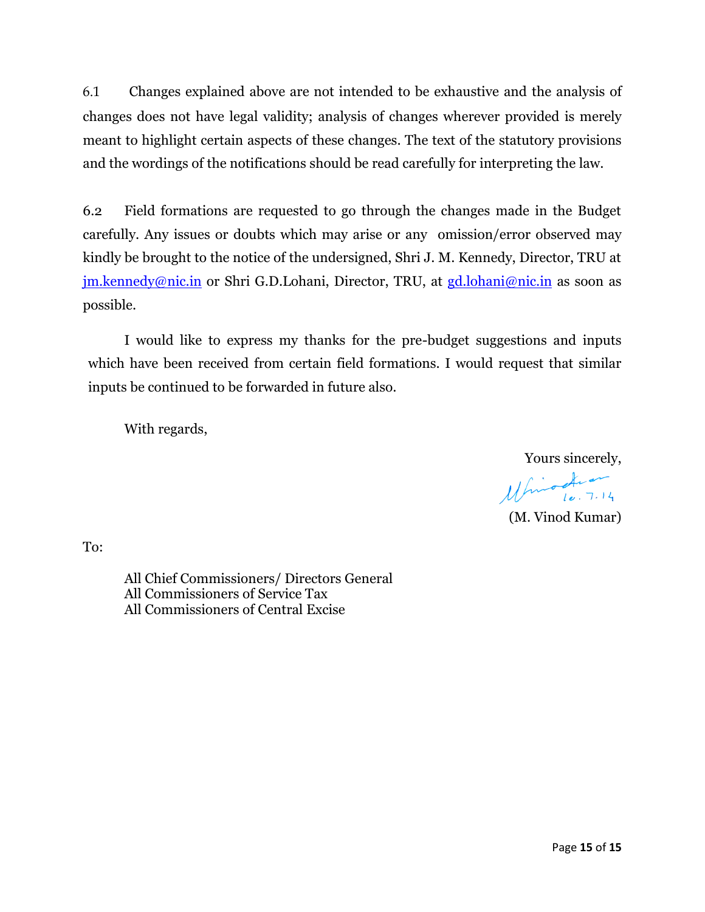6.1 Changes explained above are not intended to be exhaustive and the analysis of changes does not have legal validity; analysis of changes wherever provided is merely meant to highlight certain aspects of these changes. The text of the statutory provisions and the wordings of the notifications should be read carefully for interpreting the law.

6.2 Field formations are requested to go through the changes made in the Budget carefully. Any issues or doubts which may arise or any omission/error observed may kindly be brought to the notice of the undersigned, Shri J. M. Kennedy, Director, TRU at jm.kennedy@nic.in or Shri G.D.Lohani, Director, TRU, at gd.lohani@nic.in as soon as possible.

I would like to express my thanks for the pre-budget suggestions and inputs which have been received from certain field formations. I would request that similar inputs be continued to be forwarded in future also.

With regards,

Yours sincerely,

10.7.14

(M. Vinod Kumar)

To:

All Chief Commissioners/ Directors General
All Commissioners of Service Tax
All Commissioners of Central Excise